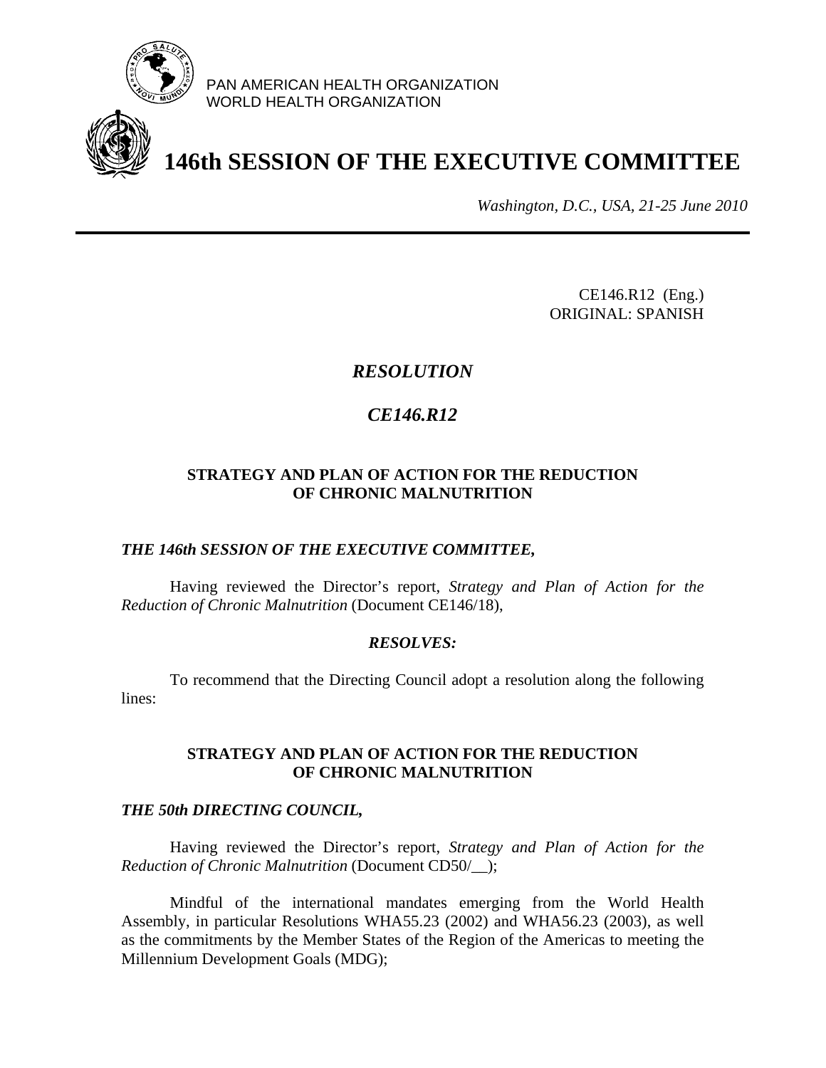PAN AMERICAN HEALTH ORGANIZATION
WORLD HEALTH ORGANIZATION

# 146th SESSION OF THE EXECUTIVE COMMITTEE

*Washington, D.C., USA, 21-25 June 2010*

CE146.R12 (Eng.)
ORIGINAL: SPANISH

## *RESOLUTION*

## *CE146.R12*

### STRATEGY AND PLAN OF ACTION FOR THE REDUCTION OF CHRONIC MALNUTRITION

***THE 146th SESSION OF THE EXECUTIVE COMMITTEE,***

Having reviewed the Director's report, *Strategy and Plan of Action for the Reduction of Chronic Malnutrition* (Document CE146/18),

***RESOLVES:***

To recommend that the Directing Council adopt a resolution along the following lines:

### STRATEGY AND PLAN OF ACTION FOR THE REDUCTION OF CHRONIC MALNUTRITION

***THE 50th DIRECTING COUNCIL,***

Having reviewed the Director's report, *Strategy and Plan of Action for the Reduction of Chronic Malnutrition* (Document CD50/__);

Mindful of the international mandates emerging from the World Health Assembly, in particular Resolutions WHA55.23 (2002) and WHA56.23 (2003), as well as the commitments by the Member States of the Region of the Americas to meeting the Millennium Development Goals (MDG);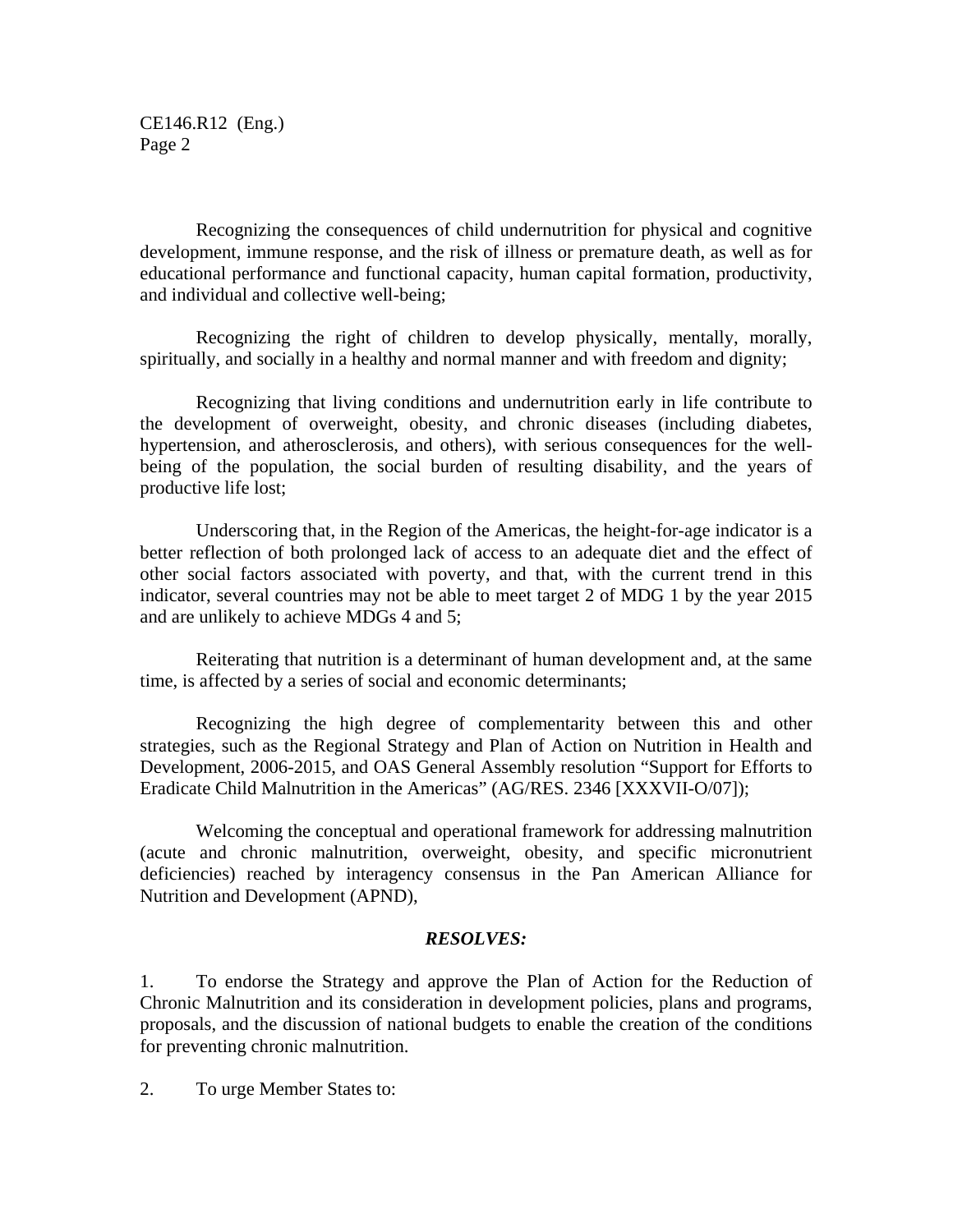Recognizing the consequences of child undernutrition for physical and cognitive development, immune response, and the risk of illness or premature death, as well as for educational performance and functional capacity, human capital formation, productivity, and individual and collective well-being;

Recognizing the right of children to develop physically, mentally, morally, spiritually, and socially in a healthy and normal manner and with freedom and dignity;

Recognizing that living conditions and undernutrition early in life contribute to the development of overweight, obesity, and chronic diseases (including diabetes, hypertension, and atherosclerosis, and others), with serious consequences for the well-being of the population, the social burden of resulting disability, and the years of productive life lost;

Underscoring that, in the Region of the Americas, the height-for-age indicator is a better reflection of both prolonged lack of access to an adequate diet and the effect of other social factors associated with poverty, and that, with the current trend in this indicator, several countries may not be able to meet target 2 of MDG 1 by the year 2015 and are unlikely to achieve MDGs 4 and 5;

Reiterating that nutrition is a determinant of human development and, at the same time, is affected by a series of social and economic determinants;

Recognizing the high degree of complementarity between this and other strategies, such as the Regional Strategy and Plan of Action on Nutrition in Health and Development, 2006-2015, and OAS General Assembly resolution "Support for Efforts to Eradicate Child Malnutrition in the Americas" (AG/RES. 2346 [XXXVII-O/07]);

Welcoming the conceptual and operational framework for addressing malnutrition (acute and chronic malnutrition, overweight, obesity, and specific micronutrient deficiencies) reached by interagency consensus in the Pan American Alliance for Nutrition and Development (APND),

***RESOLVES:***

1. To endorse the Strategy and approve the Plan of Action for the Reduction of Chronic Malnutrition and its consideration in development policies, plans and programs, proposals, and the discussion of national budgets to enable the creation of the conditions for preventing chronic malnutrition.

2. To urge Member States to: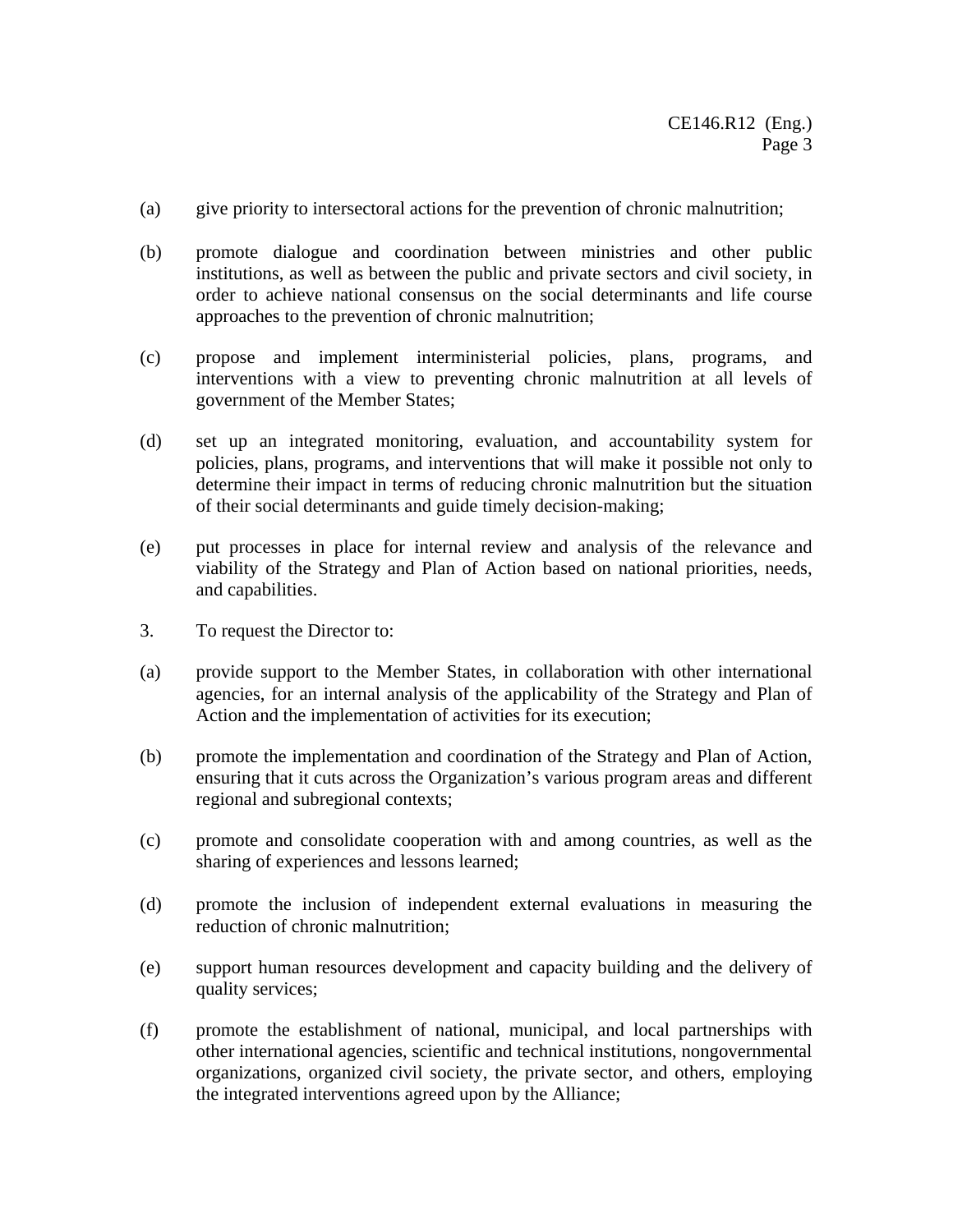(a) give priority to intersectoral actions for the prevention of chronic malnutrition;

(b) promote dialogue and coordination between ministries and other public institutions, as well as between the public and private sectors and civil society, in order to achieve national consensus on the social determinants and life course approaches to the prevention of chronic malnutrition;

(c) propose and implement interministerial policies, plans, programs, and interventions with a view to preventing chronic malnutrition at all levels of government of the Member States;

(d) set up an integrated monitoring, evaluation, and accountability system for policies, plans, programs, and interventions that will make it possible not only to determine their impact in terms of reducing chronic malnutrition but the situation of their social determinants and guide timely decision-making;

(e) put processes in place for internal review and analysis of the relevance and viability of the Strategy and Plan of Action based on national priorities, needs, and capabilities.

3. To request the Director to:

(a) provide support to the Member States, in collaboration with other international agencies, for an internal analysis of the applicability of the Strategy and Plan of Action and the implementation of activities for its execution;

(b) promote the implementation and coordination of the Strategy and Plan of Action, ensuring that it cuts across the Organization's various program areas and different regional and subregional contexts;

(c) promote and consolidate cooperation with and among countries, as well as the sharing of experiences and lessons learned;

(d) promote the inclusion of independent external evaluations in measuring the reduction of chronic malnutrition;

(e) support human resources development and capacity building and the delivery of quality services;

(f) promote the establishment of national, municipal, and local partnerships with other international agencies, scientific and technical institutions, nongovernmental organizations, organized civil society, the private sector, and others, employing the integrated interventions agreed upon by the Alliance;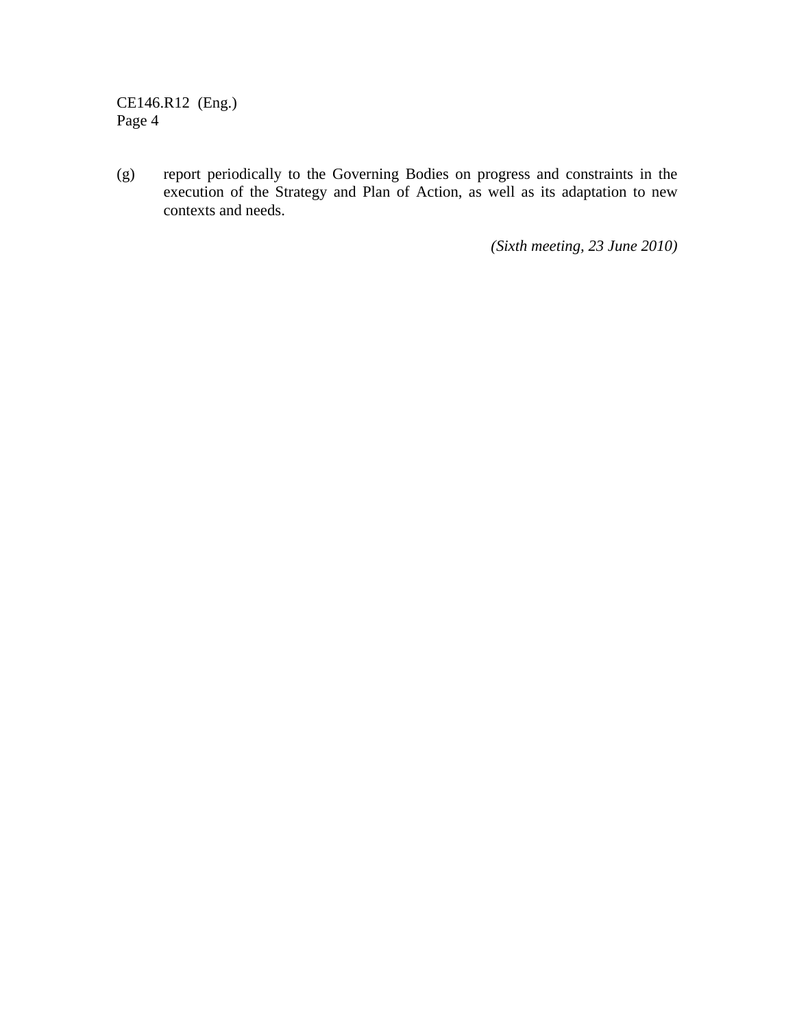(g) report periodically to the Governing Bodies on progress and constraints in the execution of the Strategy and Plan of Action, as well as its adaptation to new contexts and needs.

*(Sixth meeting, 23 June 2010)*